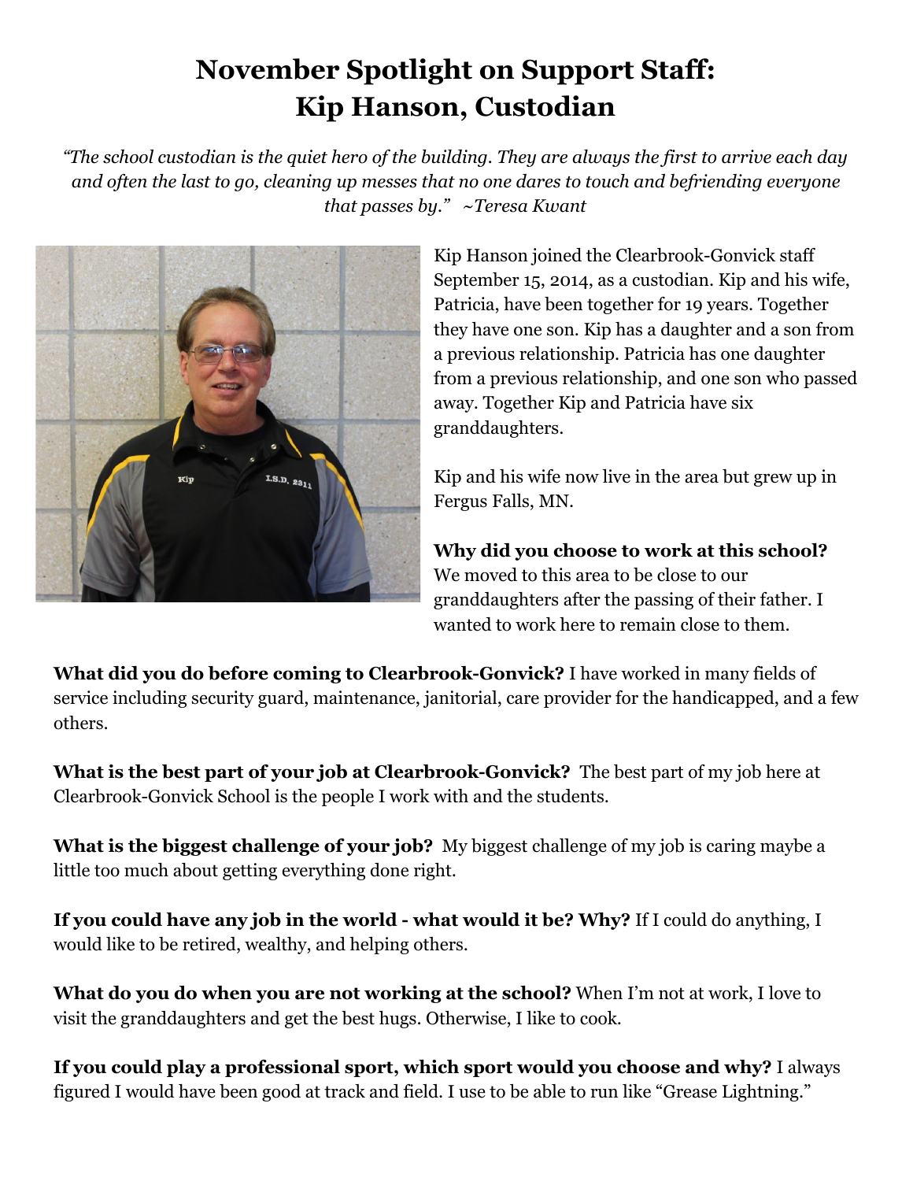# November Spotlight on Support Staff: Kip Hanson, Custodian

*"The school custodian is the quiet hero of the building. They are always the first to arrive each day and often the last to go, cleaning up messes that no one dares to touch and befriending everyone that passes by." ~Teresa Kwant*

Kip Hanson joined the Clearbrook-Gonvick staff September 15, 2014, as a custodian. Kip and his wife, Patricia, have been together for 19 years. Together they have one son. Kip has a daughter and a son from a previous relationship. Patricia has one daughter from a previous relationship, and one son who passed away. Together Kip and Patricia have six granddaughters.

Kip and his wife now live in the area but grew up in Fergus Falls, MN.

**Why did you choose to work at this school?** We moved to this area to be close to our granddaughters after the passing of their father. I wanted to work here to remain close to them.

**What did you do before coming to Clearbrook-Gonvick?** I have worked in many fields of service including security guard, maintenance, janitorial, care provider for the handicapped, and a few others.

**What is the best part of your job at Clearbrook-Gonvick?** The best part of my job here at Clearbrook-Gonvick School is the people I work with and the students.

**What is the biggest challenge of your job?** My biggest challenge of my job is caring maybe a little too much about getting everything done right.

**If you could have any job in the world - what would it be? Why?** If I could do anything, I would like to be retired, wealthy, and helping others.

**What do you do when you are not working at the school?** When I'm not at work, I love to visit the granddaughters and get the best hugs. Otherwise, I like to cook.

**If you could play a professional sport, which sport would you choose and why?** I always figured I would have been good at track and field. I use to be able to run like "Grease Lightning."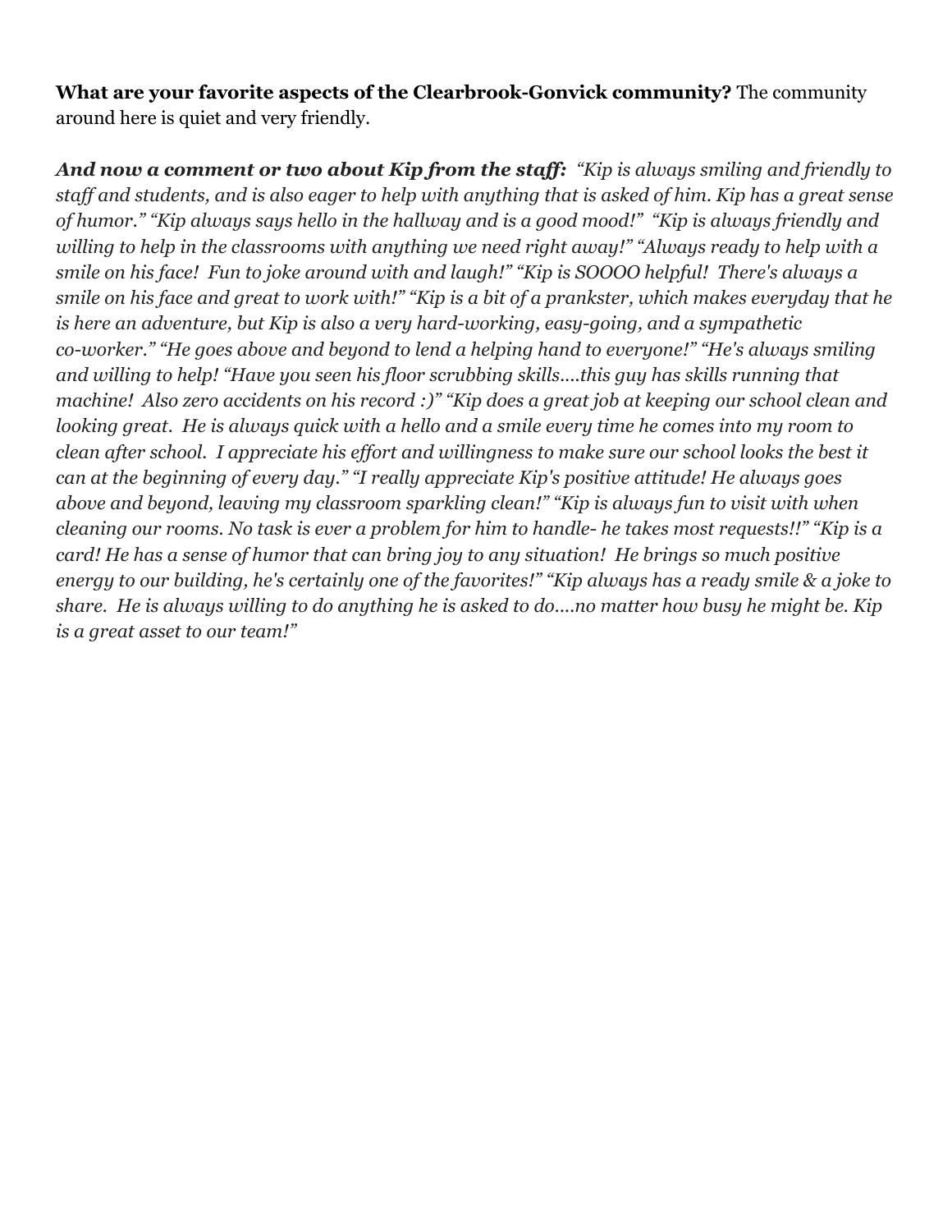**What are your favorite aspects of the Clearbrook-Gonvick community?** The community around here is quiet and very friendly.

***And now a comment or two about Kip from the staff:*** *"Kip is always smiling and friendly to staff and students, and is also eager to help with anything that is asked of him. Kip has a great sense of humor." "Kip always says hello in the hallway and is a good mood!" "Kip is always friendly and willing to help in the classrooms with anything we need right away!" "Always ready to help with a smile on his face! Fun to joke around with and laugh!" "Kip is SOOOO helpful! There's always a smile on his face and great to work with!" "Kip is a bit of a prankster, which makes everyday that he is here an adventure, but Kip is also a very hard-working, easy-going, and a sympathetic co-worker." "He goes above and beyond to lend a helping hand to everyone!" "He's always smiling and willing to help! "Have you seen his floor scrubbing skills....this guy has skills running that machine! Also zero accidents on his record :)" "Kip does a great job at keeping our school clean and looking great. He is always quick with a hello and a smile every time he comes into my room to clean after school. I appreciate his effort and willingness to make sure our school looks the best it can at the beginning of every day." "I really appreciate Kip's positive attitude! He always goes above and beyond, leaving my classroom sparkling clean!" "Kip is always fun to visit with when cleaning our rooms. No task is ever a problem for him to handle- he takes most requests!!" "Kip is a card! He has a sense of humor that can bring joy to any situation! He brings so much positive energy to our building, he's certainly one of the favorites!" "Kip always has a ready smile & a joke to share. He is always willing to do anything he is asked to do....no matter how busy he might be. Kip is a great asset to our team!"*